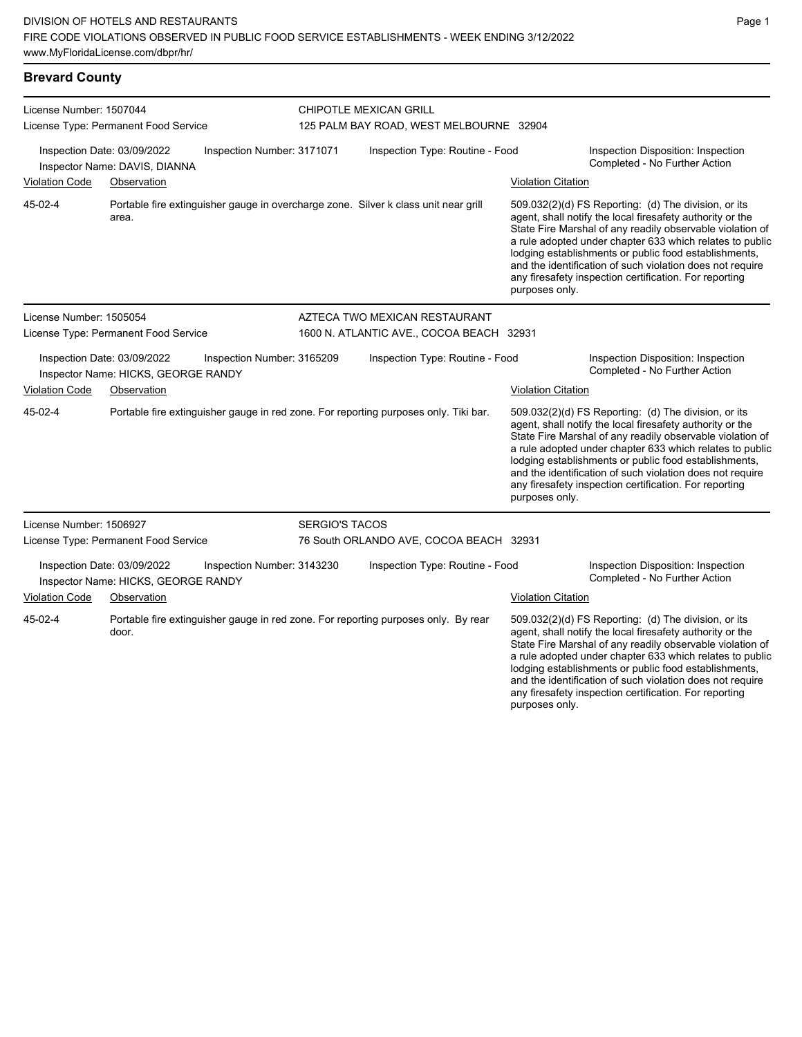DIVISION OF HOTELS AND RESTAURANTS
FIRE CODE VIOLATIONS OBSERVED IN PUBLIC FOOD SERVICE ESTABLISHMENTS - WEEK ENDING 3/12/2022
www.MyFloridaLicense.com/dbpr/hr/

## Brevard County

**License Number:** 1507044
**License Type:** Permanent Food Service
**CHIPOTLE MEXICAN GRILL**
125 PALM BAY ROAD, WEST MELBOURNE 32904

Inspection Date: 03/09/2022
Inspection Number: 3171071
Inspection Type: Routine - Food
Inspection Disposition: Inspection Completed - No Further Action
Inspector Name: DAVIS, DIANNA

| Violation Code | Observation | Violation Citation |
| --- | --- | --- |
| 45-02-4 | Portable fire extinguisher gauge in overcharge zone. Silver k class unit near grill area. | 509.032(2)(d) FS Reporting: (d) The division, or its agent, shall notify the local firesafety authority or the State Fire Marshal of any readily observable violation of a rule adopted under chapter 633 which relates to public lodging establishments or public food establishments, and the identification of such violation does not require any firesafety inspection certification. For reporting purposes only. |

**License Number:** 1505054
**License Type:** Permanent Food Service
**AZTECA TWO MEXICAN RESTAURANT**
1600 N. ATLANTIC AVE., COCOA BEACH 32931

Inspection Date: 03/09/2022
Inspection Number: 3165209
Inspection Type: Routine - Food
Inspection Disposition: Inspection Completed - No Further Action
Inspector Name: HICKS, GEORGE RANDY

| Violation Code | Observation | Violation Citation |
| --- | --- | --- |
| 45-02-4 | Portable fire extinguisher gauge in red zone. For reporting purposes only. Tiki bar. | 509.032(2)(d) FS Reporting: (d) The division, or its agent, shall notify the local firesafety authority or the State Fire Marshal of any readily observable violation of a rule adopted under chapter 633 which relates to public lodging establishments or public food establishments, and the identification of such violation does not require any firesafety inspection certification. For reporting purposes only. |

**License Number:** 1506927
**License Type:** Permanent Food Service
**SERGIO'S TACOS**
76 South ORLANDO AVE, COCOA BEACH 32931

Inspection Date: 03/09/2022
Inspection Number: 3143230
Inspection Type: Routine - Food
Inspection Disposition: Inspection Completed - No Further Action
Inspector Name: HICKS, GEORGE RANDY

| Violation Code | Observation | Violation Citation |
| --- | --- | --- |
| 45-02-4 | Portable fire extinguisher gauge in red zone. For reporting purposes only. By rear door. | 509.032(2)(d) FS Reporting: (d) The division, or its agent, shall notify the local firesafety authority or the State Fire Marshal of any readily observable violation of a rule adopted under chapter 633 which relates to public lodging establishments or public food establishments, and the identification of such violation does not require any firesafety inspection certification. For reporting purposes only. |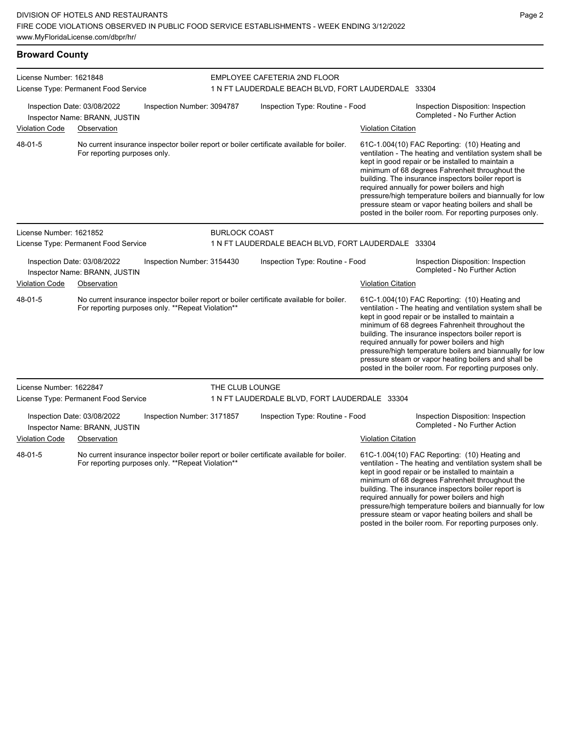## Broward County

**License Number:** 1621848
**License Type:** Permanent Food Service

**EMPLOYEE CAFETERIA 2ND FLOOR**
1 N FT LAUDERDALE BEACH BLVD, FORT LAUDERDALE 33304

Inspection Date: 03/08/2022 | Inspection Number: 3094787 | Inspection Type: Routine - Food | Inspection Disposition: Inspection Completed - No Further Action

Inspector Name: BRANN, JUSTIN

| Violation Code | Observation | Violation Citation |
|---|---|---|
| 48-01-5 | No current insurance inspector boiler report or boiler certificate available for boiler. For reporting purposes only. | 61C-1.004(10) FAC Reporting: (10) Heating and ventilation - The heating and ventilation system shall be kept in good repair or be installed to maintain a minimum of 68 degrees Fahrenheit throughout the building. The insurance inspectors boiler report is required annually for power boilers and high pressure/high temperature boilers and biannually for low pressure steam or vapor heating boilers and shall be posted in the boiler room. For reporting purposes only. |

---

**License Number:** 1621852
**License Type:** Permanent Food Service

**BURLOCK COAST**
1 N FT LAUDERDALE BEACH BLVD, FORT LAUDERDALE 33304

Inspection Date: 03/08/2022 | Inspection Number: 3154430 | Inspection Type: Routine - Food | Inspection Disposition: Inspection Completed - No Further Action

Inspector Name: BRANN, JUSTIN

| Violation Code | Observation | Violation Citation |
|---|---|---|
| 48-01-5 | No current insurance inspector boiler report or boiler certificate available for boiler. For reporting purposes only. **Repeat Violation** | 61C-1.004(10) FAC Reporting: (10) Heating and ventilation - The heating and ventilation system shall be kept in good repair or be installed to maintain a minimum of 68 degrees Fahrenheit throughout the building. The insurance inspectors boiler report is required annually for power boilers and high pressure/high temperature boilers and biannually for low pressure steam or vapor heating boilers and shall be posted in the boiler room. For reporting purposes only. |

---

**License Number:** 1622847
**License Type:** Permanent Food Service

**THE CLUB LOUNGE**
1 N FT LAUDERDALE BLVD, FORT LAUDERDALE 33304

Inspection Date: 03/08/2022 | Inspection Number: 3171857 | Inspection Type: Routine - Food | Inspection Disposition: Inspection Completed - No Further Action

Inspector Name: BRANN, JUSTIN

| Violation Code | Observation | Violation Citation |
|---|---|---|
| 48-01-5 | No current insurance inspector boiler report or boiler certificate available for boiler. For reporting purposes only. **Repeat Violation** | 61C-1.004(10) FAC Reporting: (10) Heating and ventilation - The heating and ventilation system shall be kept in good repair or be installed to maintain a minimum of 68 degrees Fahrenheit throughout the building. The insurance inspectors boiler report is required annually for power boilers and high pressure/high temperature boilers and biannually for low pressure steam or vapor heating boilers and shall be posted in the boiler room. For reporting purposes only. |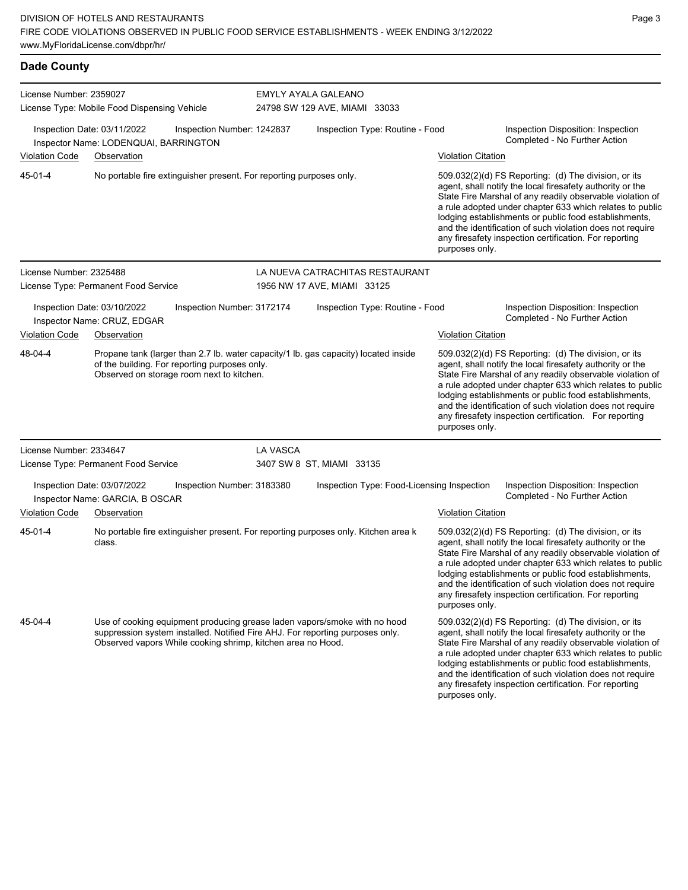## Dade County

**License Number:** 2359027
**License Type:** Mobile Food Dispensing Vehicle
**EMYLY AYALA GALEANO**
24798 SW 129 AVE, MIAMI 33033

Inspection Date: 03/11/2022 | Inspection Number: 1242837 | Inspection Type: Routine - Food | Inspection Disposition: Inspection Completed - No Further Action
Inspector Name: LODENQUAI, BARRINGTON

| Violation Code | Observation | Violation Citation |
|---|---|---|
| 45-01-4 | No portable fire extinguisher present. For reporting purposes only. | 509.032(2)(d) FS Reporting: (d) The division, or its agent, shall notify the local firesafety authority or the State Fire Marshal of any readily observable violation of a rule adopted under chapter 633 which relates to public lodging establishments or public food establishments, and the identification of such violation does not require any firesafety inspection certification. For reporting purposes only. |

**License Number:** 2325488
**License Type:** Permanent Food Service
**LA NUEVA CATRACHITAS RESTAURANT**
1956 NW 17 AVE, MIAMI 33125

Inspection Date: 03/10/2022 | Inspection Number: 3172174 | Inspection Type: Routine - Food | Inspection Disposition: Inspection Completed - No Further Action
Inspector Name: CRUZ, EDGAR

| Violation Code | Observation | Violation Citation |
|---|---|---|
| 48-04-4 | Propane tank (larger than 2.7 lb. water capacity/1 lb. gas capacity) located inside of the building. For reporting purposes only. Observed on storage room next to kitchen. | 509.032(2)(d) FS Reporting: (d) The division, or its agent, shall notify the local firesafety authority or the State Fire Marshal of any readily observable violation of a rule adopted under chapter 633 which relates to public lodging establishments or public food establishments, and the identification of such violation does not require any firesafety inspection certification. For reporting purposes only. |

**License Number:** 2334647
**License Type:** Permanent Food Service
**LA VASCA**
3407 SW 8 ST, MIAMI 33135

Inspection Date: 03/07/2022 | Inspection Number: 3183380 | Inspection Type: Food-Licensing Inspection | Inspection Disposition: Inspection Completed - No Further Action
Inspector Name: GARCIA, B OSCAR

| Violation Code | Observation | Violation Citation |
|---|---|---|
| 45-01-4 | No portable fire extinguisher present. For reporting purposes only. Kitchen area k class. | 509.032(2)(d) FS Reporting: (d) The division, or its agent, shall notify the local firesafety authority or the State Fire Marshal of any readily observable violation of a rule adopted under chapter 633 which relates to public lodging establishments or public food establishments, and the identification of such violation does not require any firesafety inspection certification. For reporting purposes only. |
| 45-04-4 | Use of cooking equipment producing grease laden vapors/smoke with no hood suppression system installed. Notified Fire AHJ. For reporting purposes only. Observed vapors While cooking shrimp, kitchen area no Hood. | 509.032(2)(d) FS Reporting: (d) The division, or its agent, shall notify the local firesafety authority or the State Fire Marshal of any readily observable violation of a rule adopted under chapter 633 which relates to public lodging establishments or public food establishments, and the identification of such violation does not require any firesafety inspection certification. For reporting purposes only. |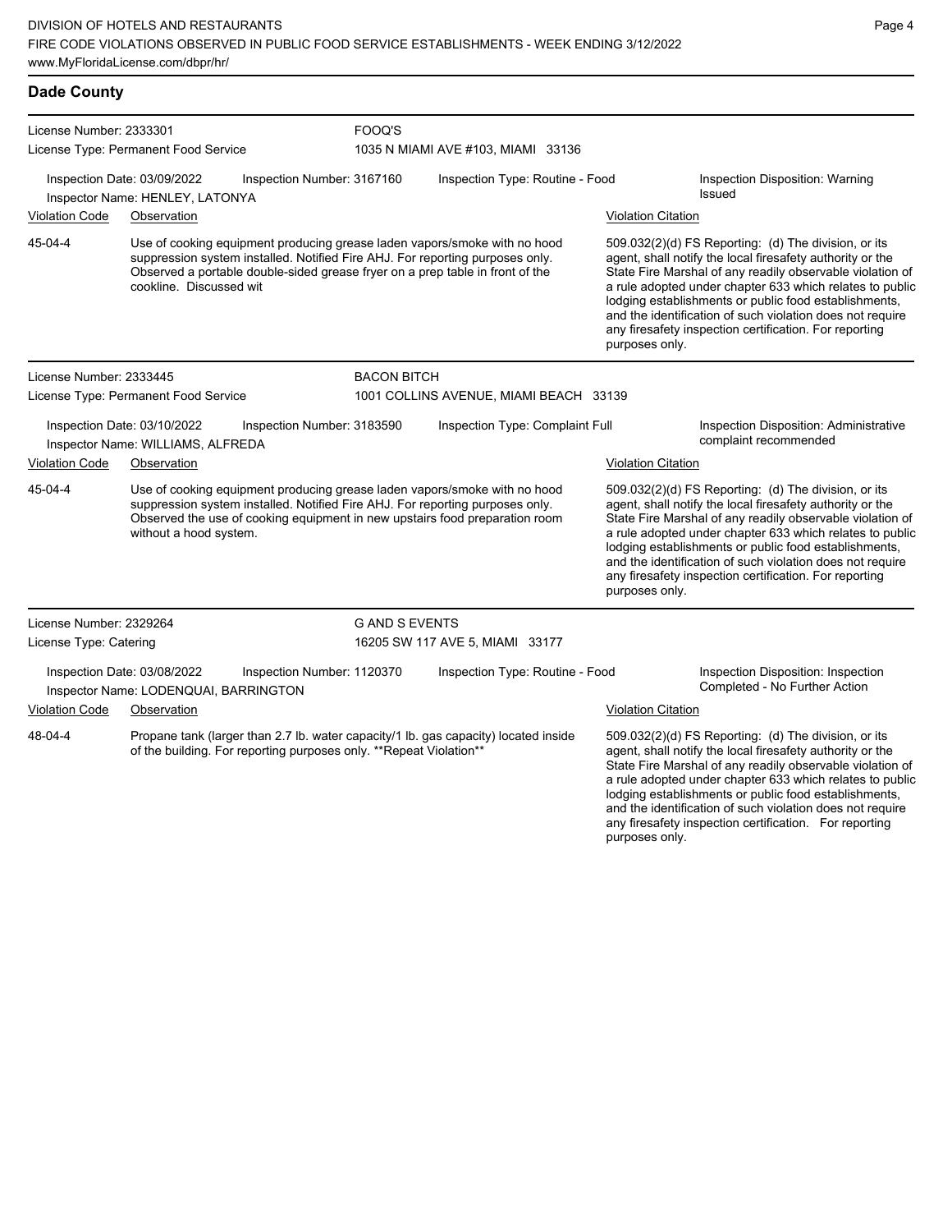## Dade County

**License Number:** 2333301
**License Type:** Permanent Food Service
**FOOQ'S**
1035 N MIAMI AVE #103, MIAMI 33136

Inspection Date: 03/09/2022 | Inspection Number: 3167160 | Inspection Type: Routine - Food | Inspection Disposition: Warning Issued
Inspector Name: HENLEY, LATONYA

| Violation Code | Observation | Violation Citation |
| --- | --- | --- |
| 45-04-4 | Use of cooking equipment producing grease laden vapors/smoke with no hood suppression system installed. Notified Fire AHJ. For reporting purposes only. Observed a portable double-sided grease fryer on a prep table in front of the cookline. Discussed wit | 509.032(2)(d) FS Reporting: (d) The division, or its agent, shall notify the local firesafety authority or the State Fire Marshal of any readily observable violation of a rule adopted under chapter 633 which relates to public lodging establishments or public food establishments, and the identification of such violation does not require any firesafety inspection certification. For reporting purposes only. |

**License Number:** 2333445
**License Type:** Permanent Food Service
**BACON BITCH**
1001 COLLINS AVENUE, MIAMI BEACH 33139

Inspection Date: 03/10/2022 | Inspection Number: 3183590 | Inspection Type: Complaint Full | Inspection Disposition: Administrative complaint recommended
Inspector Name: WILLIAMS, ALFREDA

| Violation Code | Observation | Violation Citation |
| --- | --- | --- |
| 45-04-4 | Use of cooking equipment producing grease laden vapors/smoke with no hood suppression system installed. Notified Fire AHJ. For reporting purposes only. Observed the use of cooking equipment in new upstairs food preparation room without a hood system. | 509.032(2)(d) FS Reporting: (d) The division, or its agent, shall notify the local firesafety authority or the State Fire Marshal of any readily observable violation of a rule adopted under chapter 633 which relates to public lodging establishments or public food establishments, and the identification of such violation does not require any firesafety inspection certification. For reporting purposes only. |

**License Number:** 2329264
**License Type:** Catering
**G AND S EVENTS**
16205 SW 117 AVE 5, MIAMI 33177

Inspection Date: 03/08/2022 | Inspection Number: 1120370 | Inspection Type: Routine - Food | Inspection Disposition: Inspection Completed - No Further Action
Inspector Name: LODENQUAI, BARRINGTON

| Violation Code | Observation | Violation Citation |
| --- | --- | --- |
| 48-04-4 | Propane tank (larger than 2.7 lb. water capacity/1 lb. gas capacity) located inside of the building. For reporting purposes only. **Repeat Violation** | 509.032(2)(d) FS Reporting: (d) The division, or its agent, shall notify the local firesafety authority or the State Fire Marshal of any readily observable violation of a rule adopted under chapter 633 which relates to public lodging establishments or public food establishments, and the identification of such violation does not require any firesafety inspection certification. For reporting purposes only. |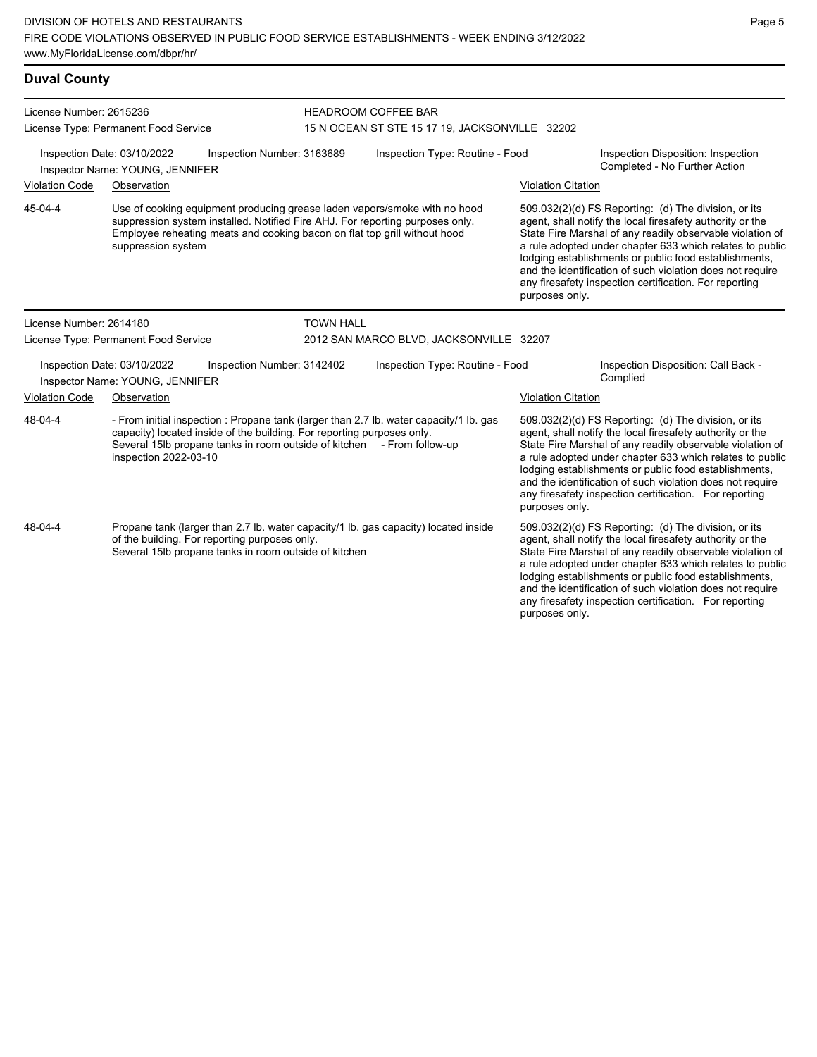## Duval County

**License Number:** 2615236
**License Type:** Permanent Food Service

**HEADROOM COFFEE BAR**
15 N OCEAN ST STE 15 17 19, JACKSONVILLE 32202

**Inspection Date:** 03/10/2022
**Inspection Number:** 3163689
**Inspection Type:** Routine - Food
**Inspection Disposition:** Inspection Completed - No Further Action
**Inspector Name:** YOUNG, JENNIFER

| Violation Code | Observation | Violation Citation |
| --- | --- | --- |
| 45-04-4 | Use of cooking equipment producing grease laden vapors/smoke with no hood suppression system installed. Notified Fire AHJ. For reporting purposes only. Employee reheating meats and cooking bacon on flat top grill without hood suppression system | 509.032(2)(d) FS Reporting: (d) The division, or its agent, shall notify the local firesafety authority or the State Fire Marshal of any readily observable violation of a rule adopted under chapter 633 which relates to public lodging establishments or public food establishments, and the identification of such violation does not require any firesafety inspection certification. For reporting purposes only. |

---

**License Number:** 2614180
**License Type:** Permanent Food Service

**TOWN HALL**
2012 SAN MARCO BLVD, JACKSONVILLE 32207

**Inspection Date:** 03/10/2022
**Inspection Number:** 3142402
**Inspection Type:** Routine - Food
**Inspection Disposition:** Call Back - Complied
**Inspector Name:** YOUNG, JENNIFER

| Violation Code | Observation | Violation Citation |
| --- | --- | --- |
| 48-04-4 | - From initial inspection : Propane tank (larger than 2.7 lb. water capacity/1 lb. gas capacity) located inside of the building. For reporting purposes only. Several 15lb propane tanks in room outside of kitchen - From follow-up inspection 2022-03-10 | 509.032(2)(d) FS Reporting: (d) The division, or its agent, shall notify the local firesafety authority or the State Fire Marshal of any readily observable violation of a rule adopted under chapter 633 which relates to public lodging establishments or public food establishments, and the identification of such violation does not require any firesafety inspection certification. For reporting purposes only. |
| 48-04-4 | Propane tank (larger than 2.7 lb. water capacity/1 lb. gas capacity) located inside of the building. For reporting purposes only. Several 15lb propane tanks in room outside of kitchen | 509.032(2)(d) FS Reporting: (d) The division, or its agent, shall notify the local firesafety authority or the State Fire Marshal of any readily observable violation of a rule adopted under chapter 633 which relates to public lodging establishments or public food establishments, and the identification of such violation does not require any firesafety inspection certification. For reporting purposes only. |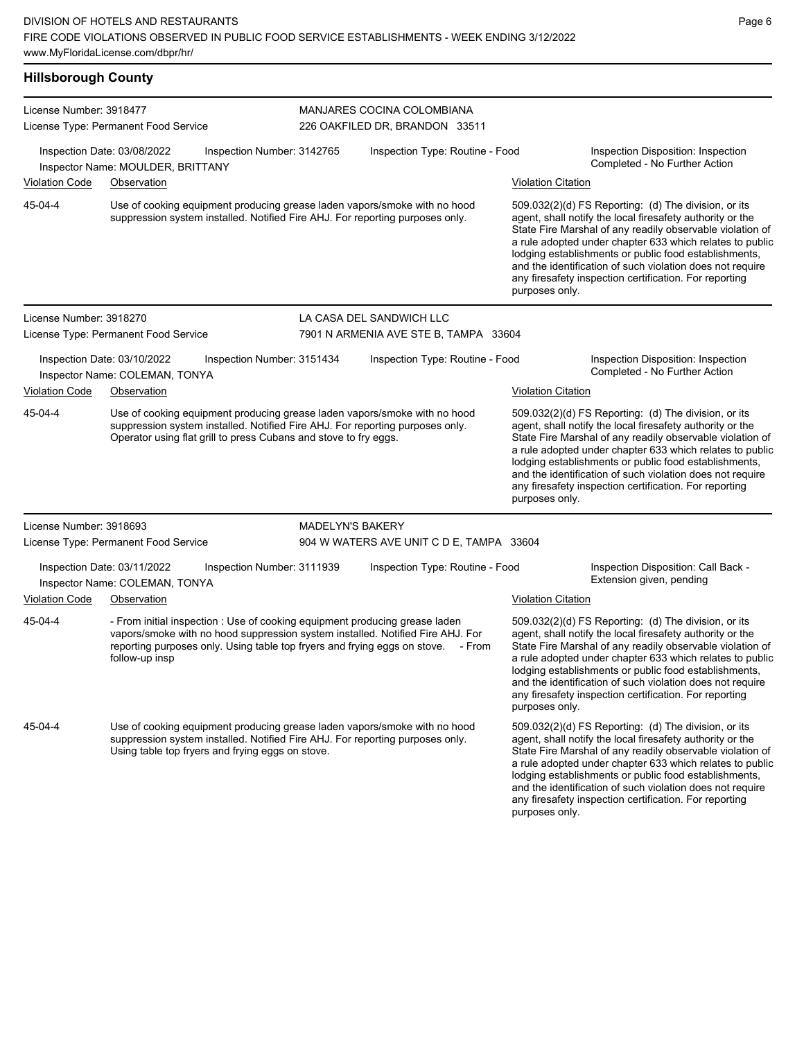## Hillsborough County

**License Number:** 3918477
**License Type:** Permanent Food Service

**MANJARES COCINA COLOMBIANA**
226 OAKFILED DR, BRANDON 33511

**Inspection Date:** 03/08/2022 | **Inspection Number:** 3142765 | **Inspection Type:** Routine - Food | **Inspection Disposition:** Inspection Completed - No Further Action
**Inspector Name:** MOULDER, BRITTANY

| Violation Code | Observation | Violation Citation |
|---|---|---|
| 45-04-4 | Use of cooking equipment producing grease laden vapors/smoke with no hood suppression system installed. Notified Fire AHJ. For reporting purposes only. | 509.032(2)(d) FS Reporting: (d) The division, or its agent, shall notify the local firesafety authority or the State Fire Marshal of any readily observable violation of a rule adopted under chapter 633 which relates to public lodging establishments or public food establishments, and the identification of such violation does not require any firesafety inspection certification. For reporting purposes only. |

---

**License Number:** 3918270
**License Type:** Permanent Food Service

**LA CASA DEL SANDWICH LLC**
7901 N ARMENIA AVE STE B, TAMPA 33604

**Inspection Date:** 03/10/2022 | **Inspection Number:** 3151434 | **Inspection Type:** Routine - Food | **Inspection Disposition:** Inspection Completed - No Further Action
**Inspector Name:** COLEMAN, TONYA

| Violation Code | Observation | Violation Citation |
|---|---|---|
| 45-04-4 | Use of cooking equipment producing grease laden vapors/smoke with no hood suppression system installed. Notified Fire AHJ. For reporting purposes only. Operator using flat grill to press Cubans and stove to fry eggs. | 509.032(2)(d) FS Reporting: (d) The division, or its agent, shall notify the local firesafety authority or the State Fire Marshal of any readily observable violation of a rule adopted under chapter 633 which relates to public lodging establishments or public food establishments, and the identification of such violation does not require any firesafety inspection certification. For reporting purposes only. |

---

**License Number:** 3918693
**License Type:** Permanent Food Service

**MADELYN'S BAKERY**
904 W WATERS AVE UNIT C D E, TAMPA 33604

**Inspection Date:** 03/11/2022 | **Inspection Number:** 3111939 | **Inspection Type:** Routine - Food | **Inspection Disposition:** Call Back - Extension given, pending
**Inspector Name:** COLEMAN, TONYA

| Violation Code | Observation | Violation Citation |
|---|---|---|
| 45-04-4 | - From initial inspection : Use of cooking equipment producing grease laden vapors/smoke with no hood suppression system installed. Notified Fire AHJ. For reporting purposes only. Using table top fryers and frying eggs on stove. - From follow-up insp | 509.032(2)(d) FS Reporting: (d) The division, or its agent, shall notify the local firesafety authority or the State Fire Marshal of any readily observable violation of a rule adopted under chapter 633 which relates to public lodging establishments or public food establishments, and the identification of such violation does not require any firesafety inspection certification. For reporting purposes only. |
| 45-04-4 | Use of cooking equipment producing grease laden vapors/smoke with no hood suppression system installed. Notified Fire AHJ. For reporting purposes only. Using table top fryers and frying eggs on stove. | 509.032(2)(d) FS Reporting: (d) The division, or its agent, shall notify the local firesafety authority or the State Fire Marshal of any readily observable violation of a rule adopted under chapter 633 which relates to public lodging establishments or public food establishments, and the identification of such violation does not require any firesafety inspection certification. For reporting purposes only. |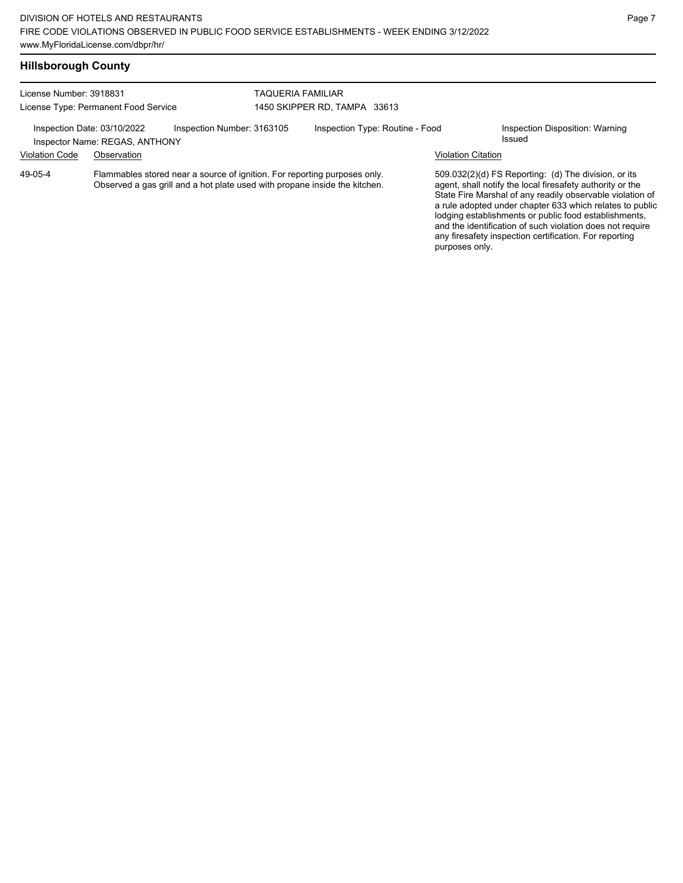## Hillsborough County

License Number: 3918831
License Type: Permanent Food Service

TAQUERIA FAMILIAR
1450 SKIPPER RD, TAMPA 33613

Inspection Date: 03/10/2022
Inspector Name: REGAS, ANTHONY
Inspection Number: 3163105
Inspection Type: Routine - Food
Inspection Disposition: Warning Issued

| Violation Code | Observation | Violation Citation |
|---|---|---|
| 49-05-4 | Flammables stored near a source of ignition. For reporting purposes only. Observed a gas grill and a hot plate used with propane inside the kitchen. | 509.032(2)(d) FS Reporting: (d) The division, or its agent, shall notify the local firesafety authority or the State Fire Marshal of any readily observable violation of a rule adopted under chapter 633 which relates to public lodging establishments or public food establishments, and the identification of such violation does not require any firesafety inspection certification. For reporting purposes only. |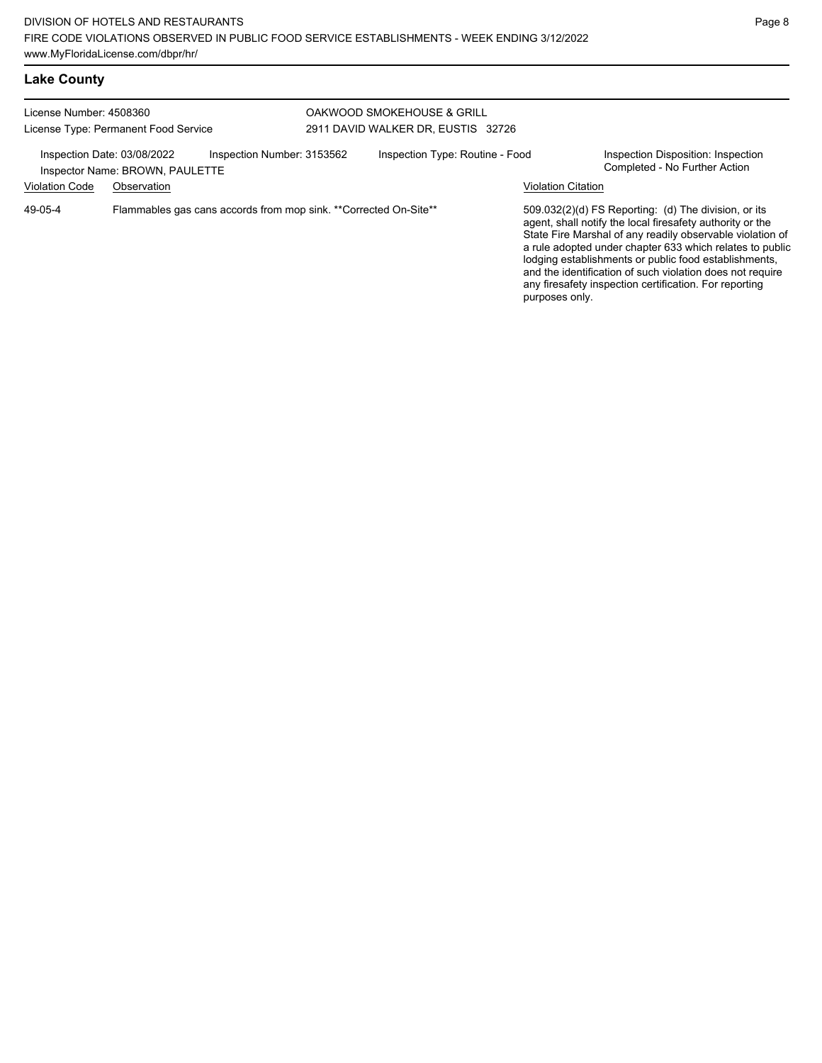## Lake County

License Number: 4508360
License Type: Permanent Food Service

OAKWOOD SMOKEHOUSE & GRILL
2911 DAVID WALKER DR, EUSTIS 32726

Inspection Date: 03/08/2022 | Inspection Number: 3153562 | Inspection Type: Routine - Food | Inspection Disposition: Inspection Completed - No Further Action

Inspector Name: BROWN, PAULETTE

| Violation Code | Observation | Violation Citation |
| --- | --- | --- |
| 49-05-4 | Flammables gas cans accords from mop sink. **Corrected On-Site** | 509.032(2)(d) FS Reporting: (d) The division, or its agent, shall notify the local firesafety authority or the State Fire Marshal of any readily observable violation of a rule adopted under chapter 633 which relates to public lodging establishments or public food establishments, and the identification of such violation does not require any firesafety inspection certification. For reporting purposes only. |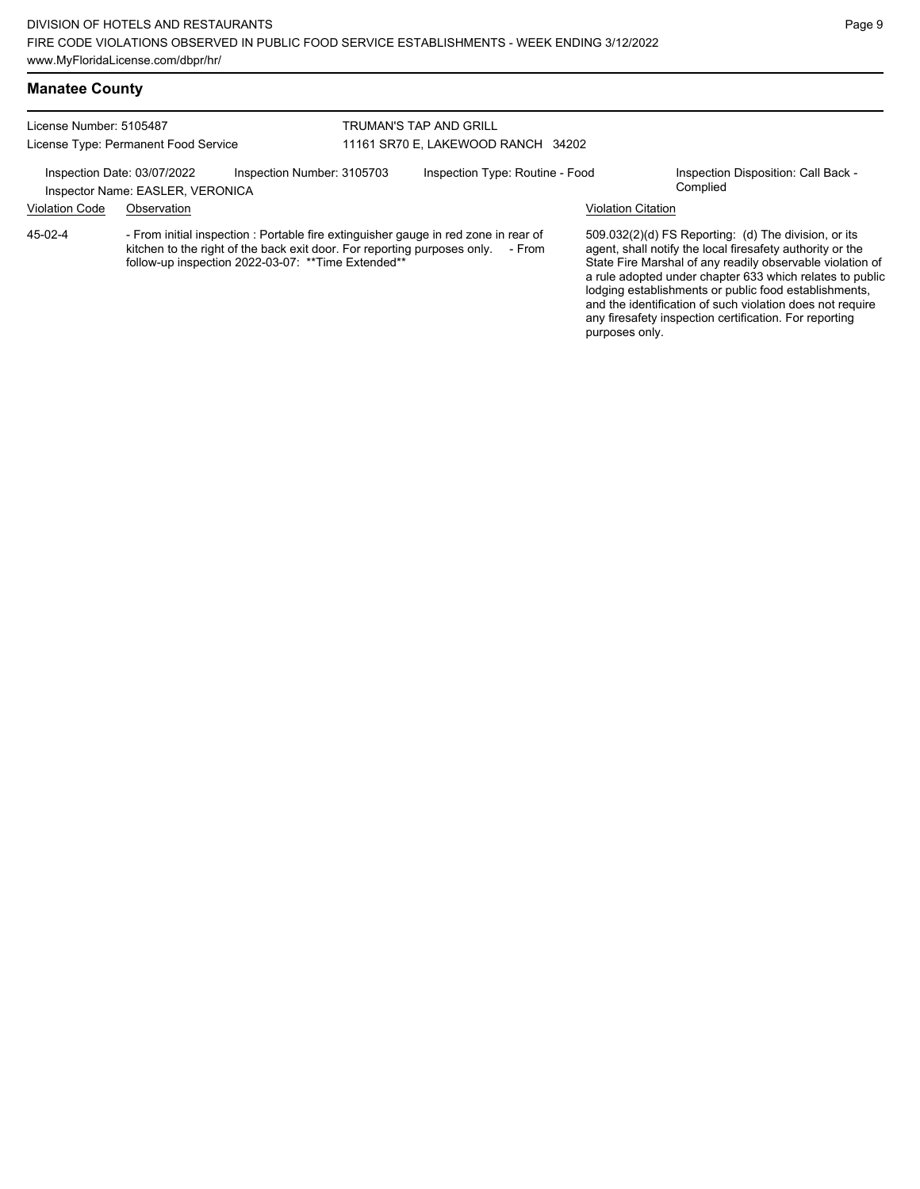## Manatee County

License Number: 5105487
License Type: Permanent Food Service

TRUMAN'S TAP AND GRILL
11161 SR70 E, LAKEWOOD RANCH 34202

Inspection Date: 03/07/2022
Inspector Name: EASLER, VERONICA

Inspection Number: 3105703

Inspection Type: Routine - Food

Inspection Disposition: Call Back - Complied

| Violation Code | Observation | Violation Citation |
|---|---|---|
| 45-02-4 | - From initial inspection : Portable fire extinguisher gauge in red zone in rear of kitchen to the right of the back exit door. For reporting purposes only. - From follow-up inspection 2022-03-07: **Time Extended** | 509.032(2)(d) FS Reporting: (d) The division, or its agent, shall notify the local firesafety authority or the State Fire Marshal of any readily observable violation of a rule adopted under chapter 633 which relates to public lodging establishments or public food establishments, and the identification of such violation does not require any firesafety inspection certification. For reporting purposes only. |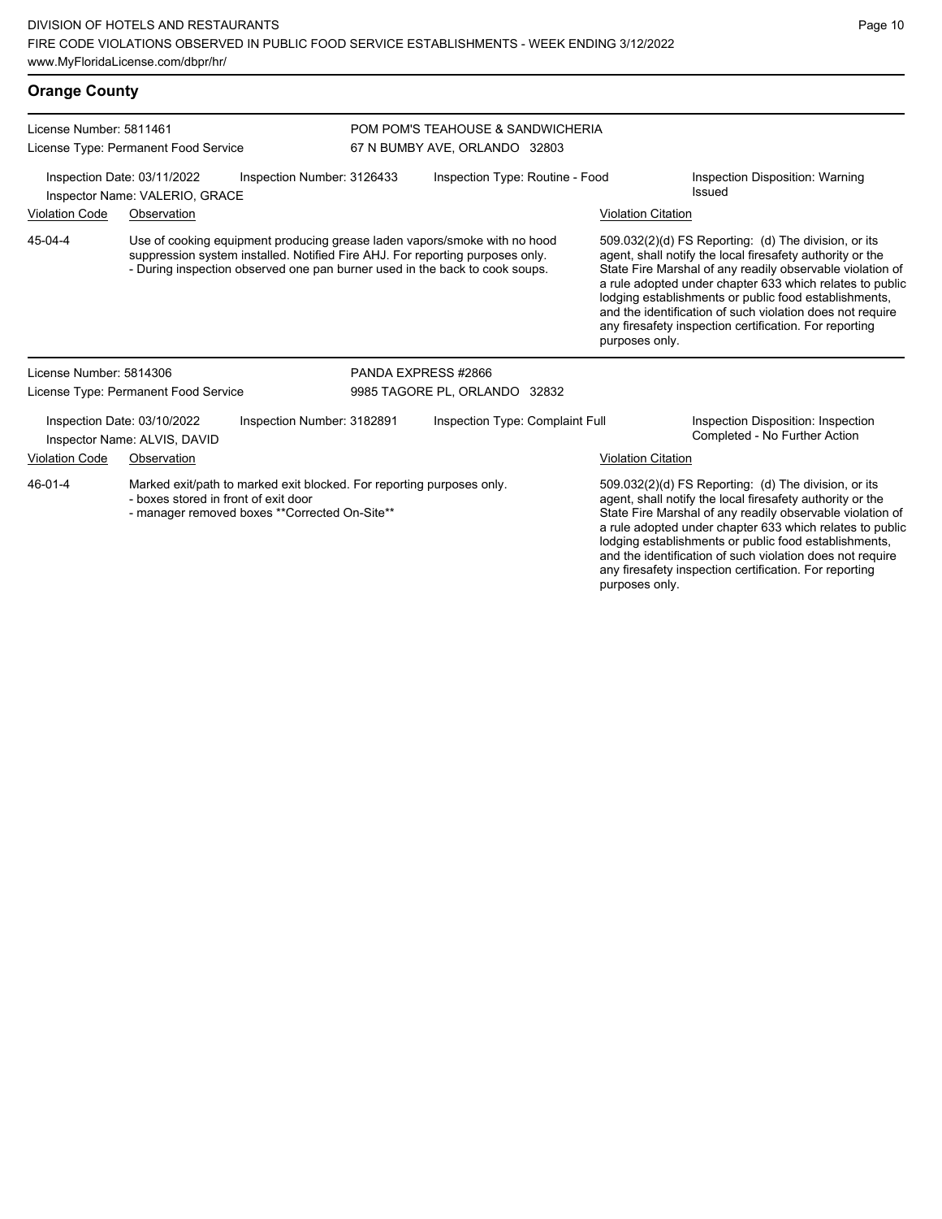## Orange County

**License Number:** 5811461
**License Type:** Permanent Food Service

**POM POM'S TEAHOUSE & SANDWICHERIA**
67 N BUMBY AVE, ORLANDO 32803

**Inspection Date:** 03/11/2022
**Inspector Name:** VALERIO, GRACE
**Inspection Number:** 3126433
**Inspection Type:** Routine - Food
**Inspection Disposition:** Warning Issued

| Violation Code | Observation | Violation Citation |
|---|---|---|
| 45-04-4 | Use of cooking equipment producing grease laden vapors/smoke with no hood suppression system installed. Notified Fire AHJ. For reporting purposes only. - During inspection observed one pan burner used in the back to cook soups. | 509.032(2)(d) FS Reporting: (d) The division, or its agent, shall notify the local firesafety authority or the State Fire Marshal of any readily observable violation of a rule adopted under chapter 633 which relates to public lodging establishments or public food establishments, and the identification of such violation does not require any firesafety inspection certification. For reporting purposes only. |

---

**License Number:** 5814306
**License Type:** Permanent Food Service

**PANDA EXPRESS #2866**
9985 TAGORE PL, ORLANDO 32832

**Inspection Date:** 03/10/2022
**Inspector Name:** ALVIS, DAVID
**Inspection Number:** 3182891
**Inspection Type:** Complaint Full
**Inspection Disposition:** Inspection Completed - No Further Action

| Violation Code | Observation | Violation Citation |
|---|---|---|
| 46-01-4 | Marked exit/path to marked exit blocked. For reporting purposes only. - boxes stored in front of exit door - manager removed boxes **Corrected On-Site** | 509.032(2)(d) FS Reporting: (d) The division, or its agent, shall notify the local firesafety authority or the State Fire Marshal of any readily observable violation of a rule adopted under chapter 633 which relates to public lodging establishments or public food establishments, and the identification of such violation does not require any firesafety inspection certification. For reporting purposes only. |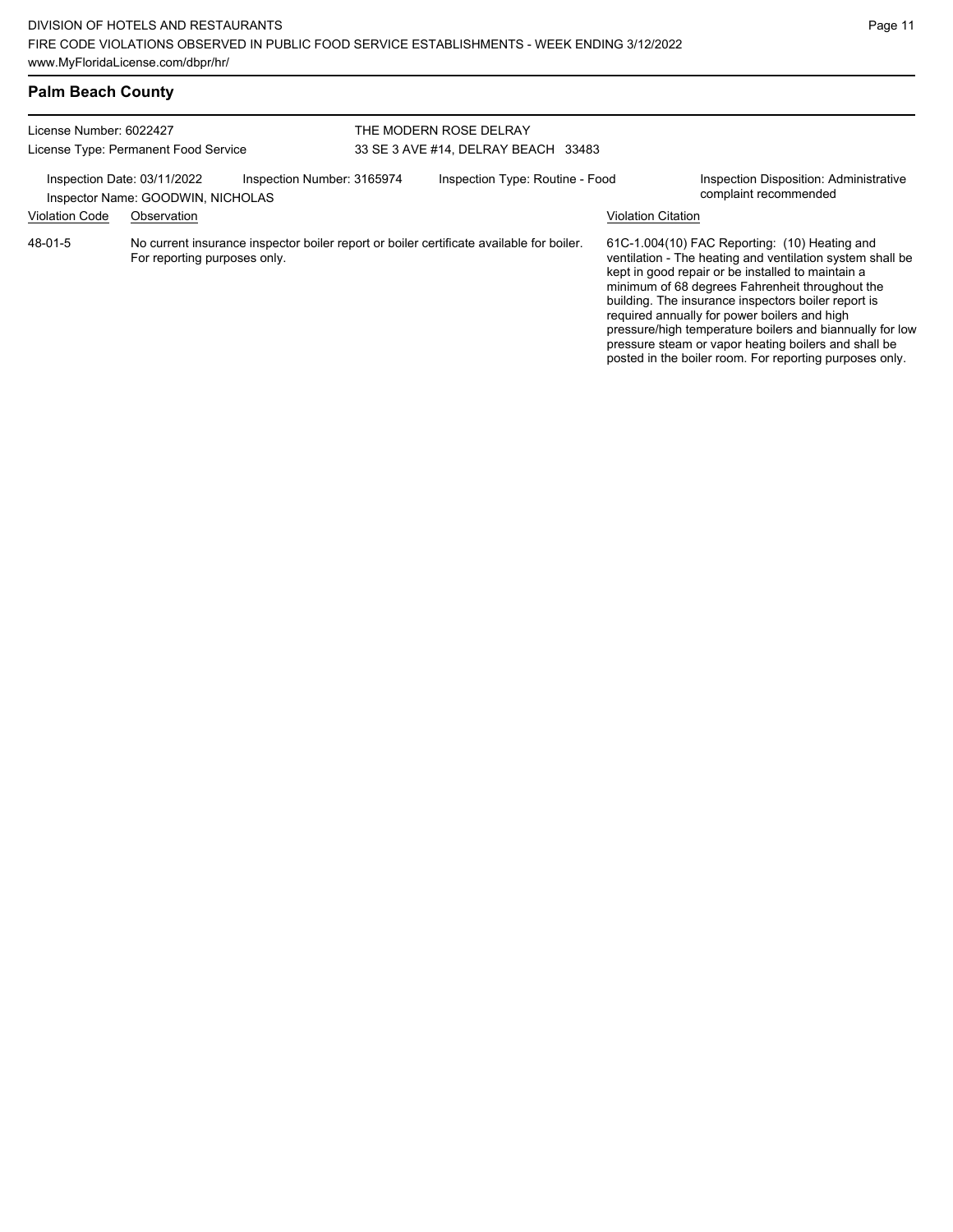## Palm Beach County

License Number: 6022427

License Type: Permanent Food Service

THE MODERN ROSE DELRAY

33 SE 3 AVE #14, DELRAY BEACH 33483

Inspection Date: 03/11/2022

Inspector Name: GOODWIN, NICHOLAS

Inspection Number: 3165974

Inspection Type: Routine - Food

Inspection Disposition: Administrative complaint recommended

| Violation Code | Observation | Violation Citation |
| --- | --- | --- |
| 48-01-5 | No current insurance inspector boiler report or boiler certificate available for boiler. For reporting purposes only. | 61C-1.004(10) FAC Reporting: (10) Heating and ventilation - The heating and ventilation system shall be kept in good repair or be installed to maintain a minimum of 68 degrees Fahrenheit throughout the building. The insurance inspectors boiler report is required annually for power boilers and high pressure/high temperature boilers and biannually for low pressure steam or vapor heating boilers and shall be posted in the boiler room. For reporting purposes only. |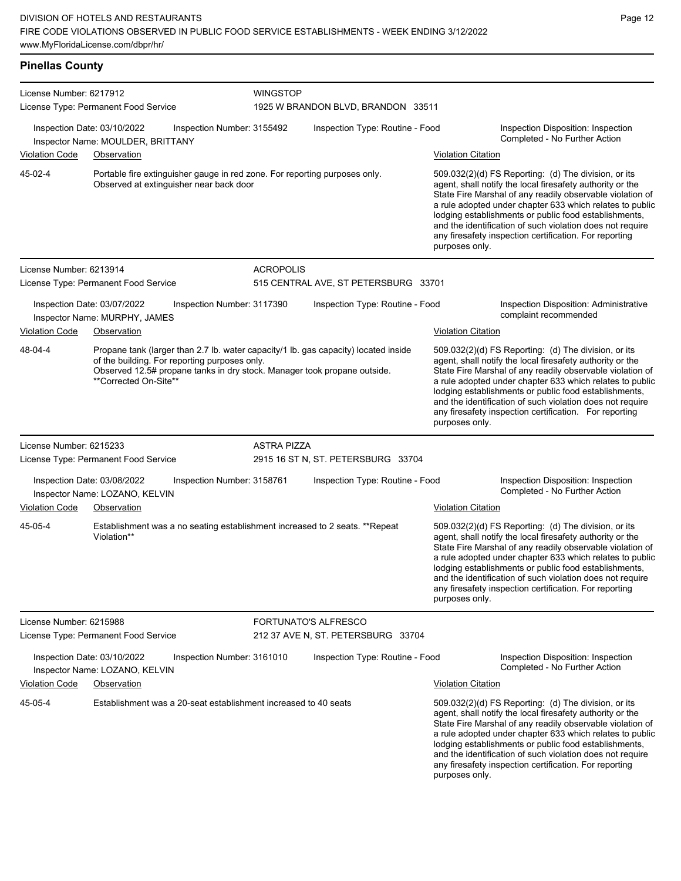## Pinellas County

**License Number:** 6217912
**License Type:** Permanent Food Service
**WINGSTOP**
1925 W BRANDON BLVD, BRANDON 33511

Inspection Date: 03/10/2022 | Inspection Number: 3155492 | Inspection Type: Routine - Food | Inspection Disposition: Inspection Completed - No Further Action
Inspector Name: MOULDER, BRITTANY

| Violation Code | Observation | Violation Citation |
| --- | --- | --- |
| 45-02-4 | Portable fire extinguisher gauge in red zone. For reporting purposes only. Observed at extinguisher near back door | 509.032(2)(d) FS Reporting: (d) The division, or its agent, shall notify the local firesafety authority or the State Fire Marshal of any readily observable violation of a rule adopted under chapter 633 which relates to public lodging establishments or public food establishments, and the identification of such violation does not require any firesafety inspection certification. For reporting purposes only. |

---

**License Number:** 6213914
**License Type:** Permanent Food Service
**ACROPOLIS**
515 CENTRAL AVE, ST PETERSBURG 33701

Inspection Date: 03/07/2022 | Inspection Number: 3117390 | Inspection Type: Routine - Food | Inspection Disposition: Administrative complaint recommended
Inspector Name: MURPHY, JAMES

| Violation Code | Observation | Violation Citation |
| --- | --- | --- |
| 48-04-4 | Propane tank (larger than 2.7 lb. water capacity/1 lb. gas capacity) located inside of the building. For reporting purposes only. Observed 12.5# propane tanks in dry stock. Manager took propane outside. **Corrected On-Site** | 509.032(2)(d) FS Reporting: (d) The division, or its agent, shall notify the local firesafety authority or the State Fire Marshal of any readily observable violation of a rule adopted under chapter 633 which relates to public lodging establishments or public food establishments, and the identification of such violation does not require any firesafety inspection certification. For reporting purposes only. |

---

**License Number:** 6215233
**License Type:** Permanent Food Service
**ASTRA PIZZA**
2915 16 ST N, ST. PETERSBURG 33704

Inspection Date: 03/08/2022 | Inspection Number: 3158761 | Inspection Type: Routine - Food | Inspection Disposition: Inspection Completed - No Further Action
Inspector Name: LOZANO, KELVIN

| Violation Code | Observation | Violation Citation |
| --- | --- | --- |
| 45-05-4 | Establishment was a no seating establishment increased to 2 seats. **Repeat Violation** | 509.032(2)(d) FS Reporting: (d) The division, or its agent, shall notify the local firesafety authority or the State Fire Marshal of any readily observable violation of a rule adopted under chapter 633 which relates to public lodging establishments or public food establishments, and the identification of such violation does not require any firesafety inspection certification. For reporting purposes only. |

---

**License Number:** 6215988
**License Type:** Permanent Food Service
**FORTUNATO'S ALFRESCO**
212 37 AVE N, ST. PETERSBURG 33704

Inspection Date: 03/10/2022 | Inspection Number: 3161010 | Inspection Type: Routine - Food | Inspection Disposition: Inspection Completed - No Further Action
Inspector Name: LOZANO, KELVIN

| Violation Code | Observation | Violation Citation |
| --- | --- | --- |
| 45-05-4 | Establishment was a 20-seat establishment increased to 40 seats | 509.032(2)(d) FS Reporting: (d) The division, or its agent, shall notify the local firesafety authority or the State Fire Marshal of any readily observable violation of a rule adopted under chapter 633 which relates to public lodging establishments or public food establishments, and the identification of such violation does not require any firesafety inspection certification. For reporting purposes only. |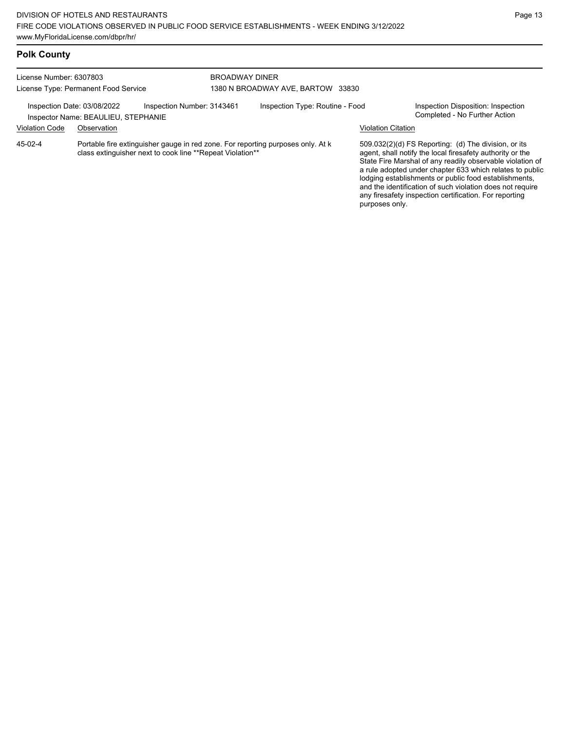## Polk County

License Number: 6307803
License Type: Permanent Food Service

BROADWAY DINER
1380 N BROADWAY AVE, BARTOW 33830

Inspection Date: 03/08/2022
Inspector Name: BEAULIEU, STEPHANIE

Inspection Number: 3143461

Inspection Type: Routine - Food

Inspection Disposition: Inspection Completed - No Further Action

| Violation Code | Observation | Violation Citation |
| --- | --- | --- |
| 45-02-4 | Portable fire extinguisher gauge in red zone. For reporting purposes only. At k class extinguisher next to cook line **Repeat Violation** | 509.032(2)(d) FS Reporting: (d) The division, or its agent, shall notify the local firesafety authority or the State Fire Marshal of any readily observable violation of a rule adopted under chapter 633 which relates to public lodging establishments or public food establishments, and the identification of such violation does not require any firesafety inspection certification. For reporting purposes only. |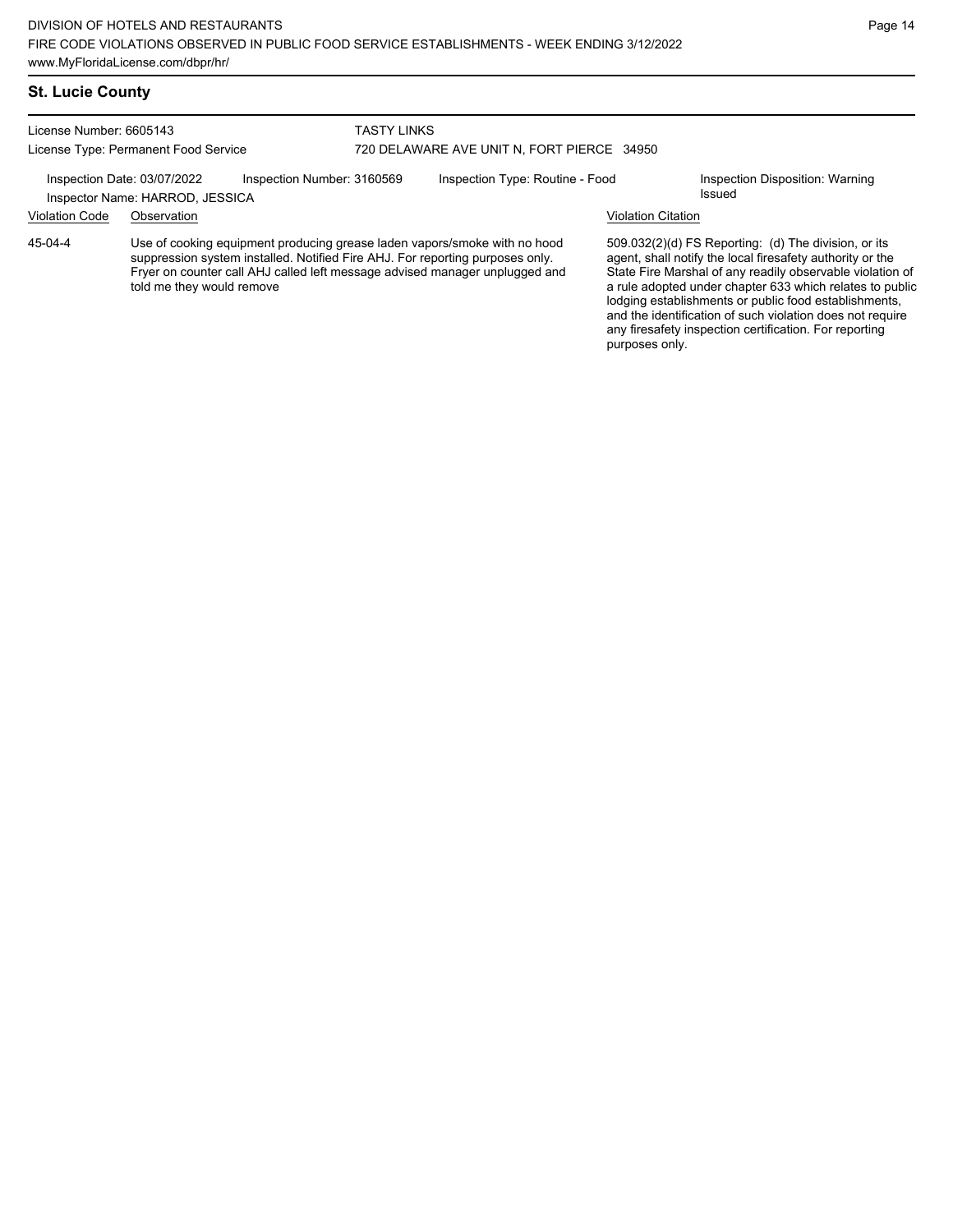## St. Lucie County

License Number: 6605143
License Type: Permanent Food Service

TASTY LINKS
720 DELAWARE AVE UNIT N, FORT PIERCE 34950

Inspection Date: 03/07/2022 | Inspection Number: 3160569 | Inspection Type: Routine - Food | Inspection Disposition: Warning Issued

Inspector Name: HARROD, JESSICA

| Violation Code | Observation | Violation Citation |
| --- | --- | --- |
| 45-04-4 | Use of cooking equipment producing grease laden vapors/smoke with no hood suppression system installed. Notified Fire AHJ. For reporting purposes only. Fryer on counter call AHJ called left message advised manager unplugged and told me they would remove | 509.032(2)(d) FS Reporting: (d) The division, or its agent, shall notify the local firesafety authority or the State Fire Marshal of any readily observable violation of a rule adopted under chapter 633 which relates to public lodging establishments or public food establishments, and the identification of such violation does not require any firesafety inspection certification. For reporting purposes only. |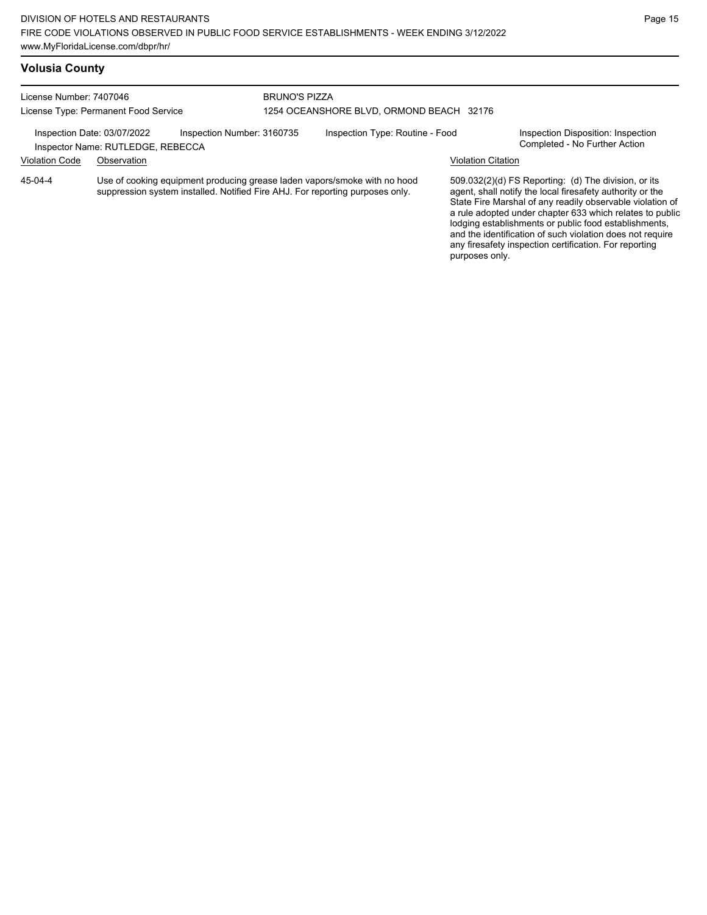## Volusia County

License Number: 7407046
License Type: Permanent Food Service

BRUNO'S PIZZA
1254 OCEANSHORE BLVD, ORMOND BEACH 32176

Inspection Date: 03/07/2022
Inspector Name: RUTLEDGE, REBECCA
Inspection Number: 3160735
Inspection Type: Routine - Food
Inspection Disposition: Inspection Completed - No Further Action

| Violation Code | Observation | Violation Citation |
| --- | --- | --- |
| 45-04-4 | Use of cooking equipment producing grease laden vapors/smoke with no hood suppression system installed. Notified Fire AHJ. For reporting purposes only. | 509.032(2)(d) FS Reporting: (d) The division, or its agent, shall notify the local firesafety authority or the State Fire Marshal of any readily observable violation of a rule adopted under chapter 633 which relates to public lodging establishments or public food establishments, and the identification of such violation does not require any firesafety inspection certification. For reporting purposes only. |